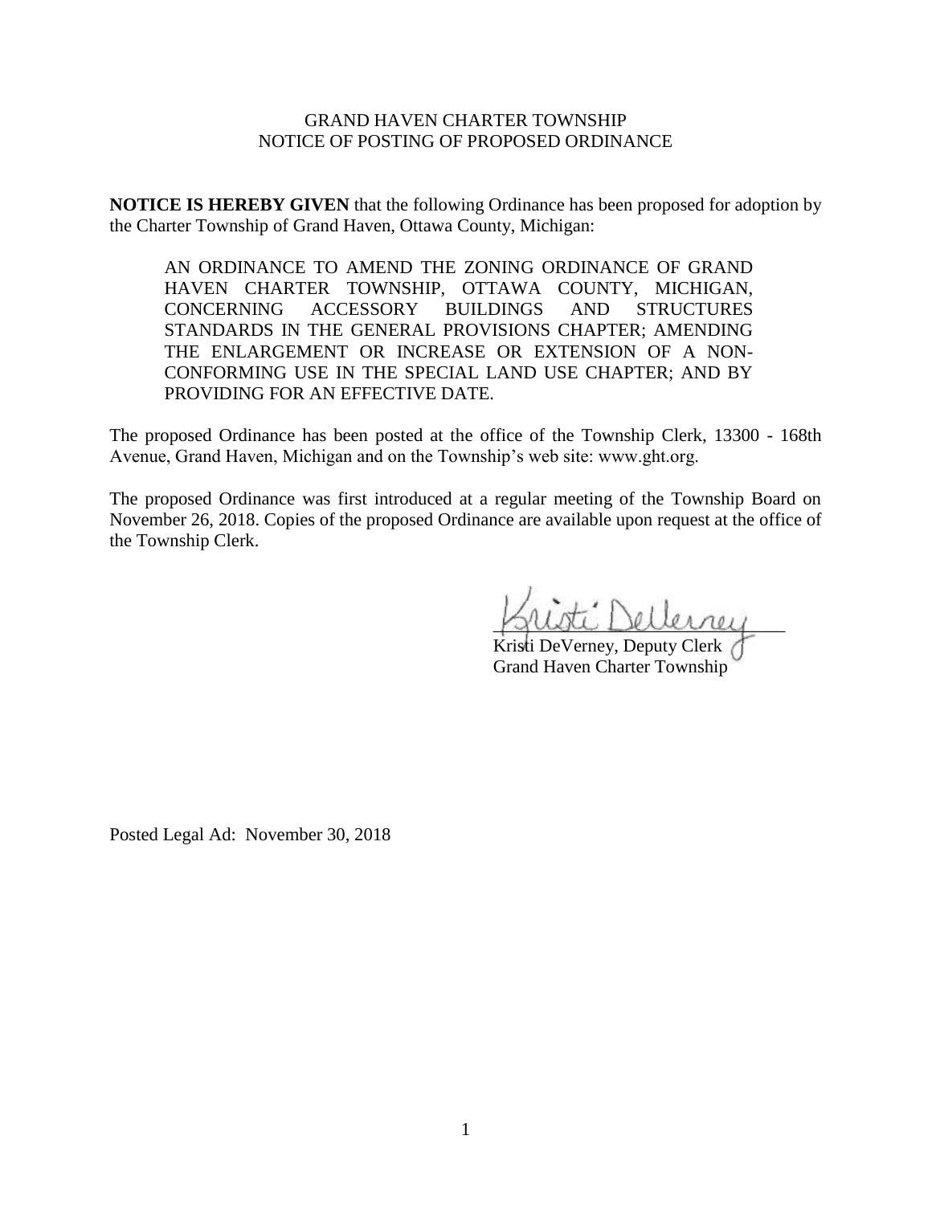GRAND HAVEN CHARTER TOWNSHIP
NOTICE OF POSTING OF PROPOSED ORDINANCE

**NOTICE IS HEREBY GIVEN** that the following Ordinance has been proposed for adoption by the Charter Township of Grand Haven, Ottawa County, Michigan:

> AN ORDINANCE TO AMEND THE ZONING ORDINANCE OF GRAND HAVEN CHARTER TOWNSHIP, OTTAWA COUNTY, MICHIGAN, CONCERNING ACCESSORY BUILDINGS AND STRUCTURES STANDARDS IN THE GENERAL PROVISIONS CHAPTER; AMENDING THE ENLARGEMENT OR INCREASE OR EXTENSION OF A NON-CONFORMING USE IN THE SPECIAL LAND USE CHAPTER; AND BY PROVIDING FOR AN EFFECTIVE DATE.

The proposed Ordinance has been posted at the office of the Township Clerk, 13300 - 168th Avenue, Grand Haven, Michigan and on the Township's web site: www.ght.org.

The proposed Ordinance was first introduced at a regular meeting of the Township Board on November 26, 2018. Copies of the proposed Ordinance are available upon request at the office of the Township Clerk.

Kristi DeVerney, Deputy Clerk
Grand Haven Charter Township

Posted Legal Ad: November 30, 2018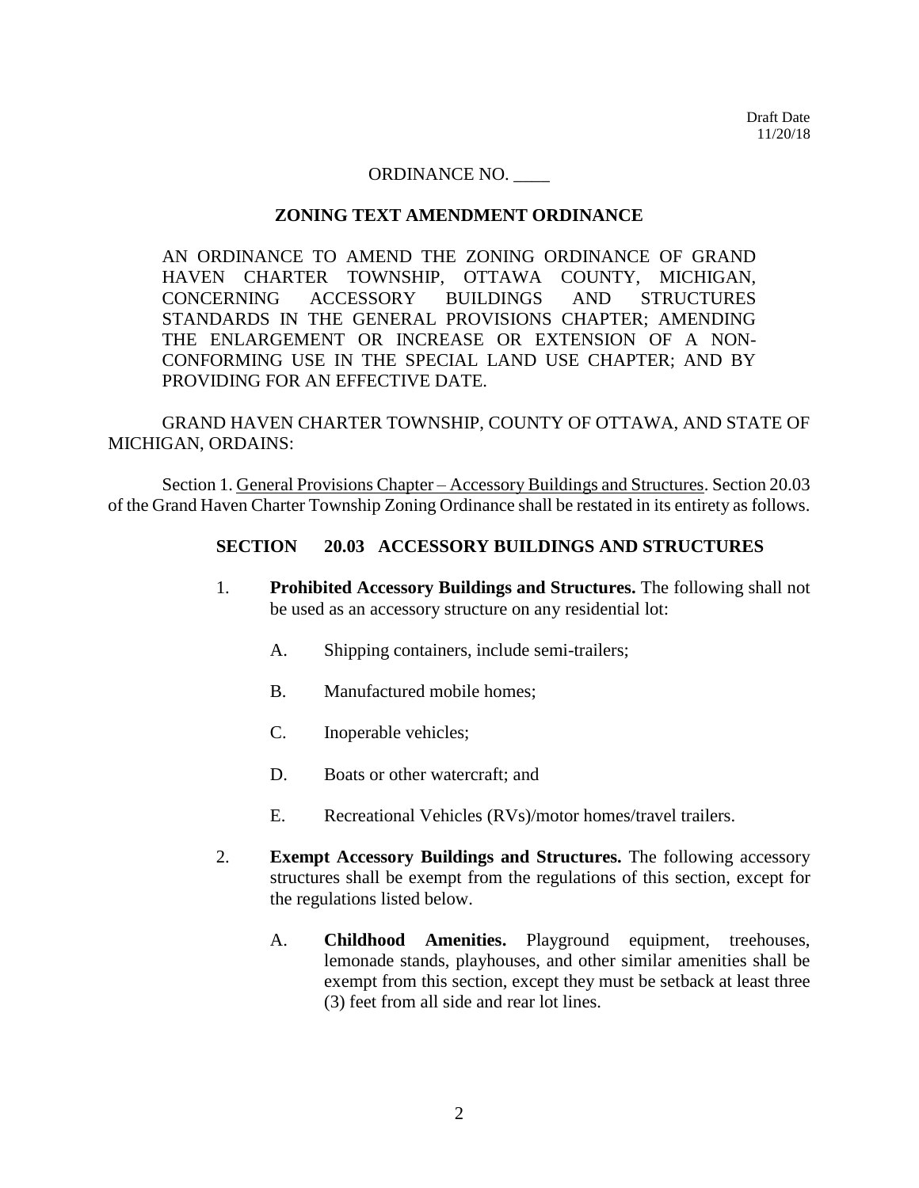Draft Date
11/20/18

ORDINANCE NO. ____

**ZONING TEXT AMENDMENT ORDINANCE**

AN ORDINANCE TO AMEND THE ZONING ORDINANCE OF GRAND HAVEN CHARTER TOWNSHIP, OTTAWA COUNTY, MICHIGAN, CONCERNING ACCESSORY BUILDINGS AND STRUCTURES STANDARDS IN THE GENERAL PROVISIONS CHAPTER; AMENDING THE ENLARGEMENT OR INCREASE OR EXTENSION OF A NON-CONFORMING USE IN THE SPECIAL LAND USE CHAPTER; AND BY PROVIDING FOR AN EFFECTIVE DATE.

GRAND HAVEN CHARTER TOWNSHIP, COUNTY OF OTTAWA, AND STATE OF MICHIGAN, ORDAINS:

Section 1. General Provisions Chapter – Accessory Buildings and Structures. Section 20.03 of the Grand Haven Charter Township Zoning Ordinance shall be restated in its entirety as follows.

**SECTION 20.03 ACCESSORY BUILDINGS AND STRUCTURES**

1. **Prohibited Accessory Buildings and Structures.** The following shall not be used as an accessory structure on any residential lot:

   A. Shipping containers, include semi-trailers;

   B. Manufactured mobile homes;

   C. Inoperable vehicles;

   D. Boats or other watercraft; and

   E. Recreational Vehicles (RVs)/motor homes/travel trailers.

2. **Exempt Accessory Buildings and Structures.** The following accessory structures shall be exempt from the regulations of this section, except for the regulations listed below.

   A. **Childhood Amenities.** Playground equipment, treehouses, lemonade stands, playhouses, and other similar amenities shall be exempt from this section, except they must be setback at least three (3) feet from all side and rear lot lines.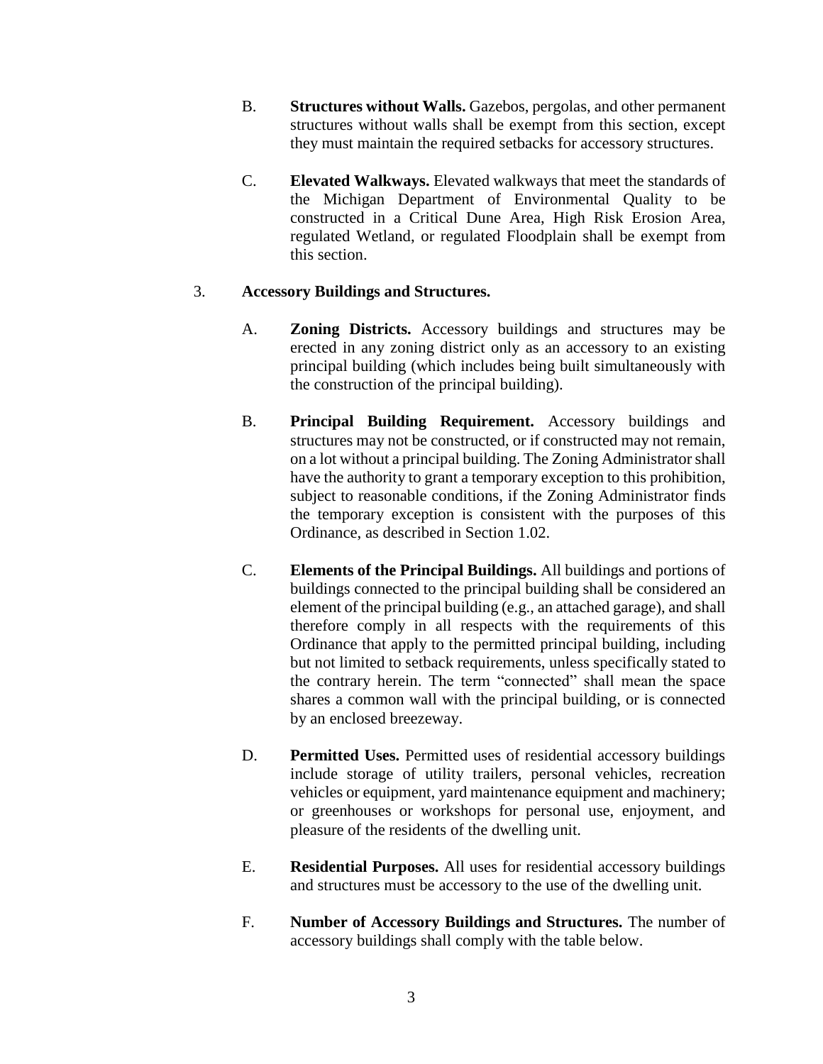B. **Structures without Walls.** Gazebos, pergolas, and other permanent structures without walls shall be exempt from this section, except they must maintain the required setbacks for accessory structures.

C. **Elevated Walkways.** Elevated walkways that meet the standards of the Michigan Department of Environmental Quality to be constructed in a Critical Dune Area, High Risk Erosion Area, regulated Wetland, or regulated Floodplain shall be exempt from this section.

3. **Accessory Buildings and Structures.**

A. **Zoning Districts.** Accessory buildings and structures may be erected in any zoning district only as an accessory to an existing principal building (which includes being built simultaneously with the construction of the principal building).

B. **Principal Building Requirement.** Accessory buildings and structures may not be constructed, or if constructed may not remain, on a lot without a principal building. The Zoning Administrator shall have the authority to grant a temporary exception to this prohibition, subject to reasonable conditions, if the Zoning Administrator finds the temporary exception is consistent with the purposes of this Ordinance, as described in Section 1.02.

C. **Elements of the Principal Buildings.** All buildings and portions of buildings connected to the principal building shall be considered an element of the principal building (e.g., an attached garage), and shall therefore comply in all respects with the requirements of this Ordinance that apply to the permitted principal building, including but not limited to setback requirements, unless specifically stated to the contrary herein. The term "connected" shall mean the space shares a common wall with the principal building, or is connected by an enclosed breezeway.

D. **Permitted Uses.** Permitted uses of residential accessory buildings include storage of utility trailers, personal vehicles, recreation vehicles or equipment, yard maintenance equipment and machinery; or greenhouses or workshops for personal use, enjoyment, and pleasure of the residents of the dwelling unit.

E. **Residential Purposes.** All uses for residential accessory buildings and structures must be accessory to the use of the dwelling unit.

F. **Number of Accessory Buildings and Structures.** The number of accessory buildings shall comply with the table below.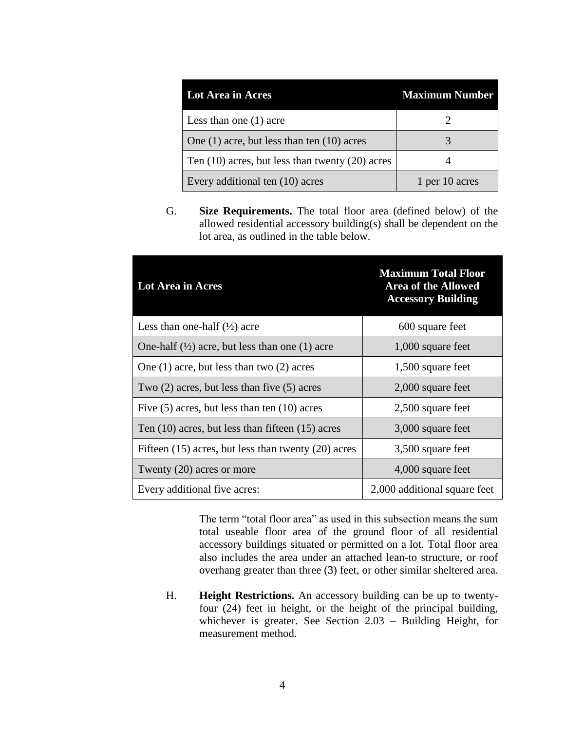| Lot Area in Acres | Maximum Number |
| --- | --- |
| Less than one (1) acre | 2 |
| One (1) acre, but less than ten (10) acres | 3 |
| Ten (10) acres, but less than twenty (20) acres | 4 |
| Every additional ten (10) acres | 1 per 10 acres |

G. **Size Requirements.** The total floor area (defined below) of the allowed residential accessory building(s) shall be dependent on the lot area, as outlined in the table below.

| Lot Area in Acres | Maximum Total Floor Area of the Allowed Accessory Building |
| --- | --- |
| Less than one-half (½) acre | 600 square feet |
| One-half (½) acre, but less than one (1) acre | 1,000 square feet |
| One (1) acre, but less than two (2) acres | 1,500 square feet |
| Two (2) acres, but less than five (5) acres | 2,000 square feet |
| Five (5) acres, but less than ten (10) acres | 2,500 square feet |
| Ten (10) acres, but less than fifteen (15) acres | 3,000 square feet |
| Fifteen (15) acres, but less than twenty (20) acres | 3,500 square feet |
| Twenty (20) acres or more | 4,000 square feet |
| Every additional five acres: | 2,000 additional square feet |

The term "total floor area" as used in this subsection means the sum total useable floor area of the ground floor of all residential accessory buildings situated or permitted on a lot. Total floor area also includes the area under an attached lean-to structure, or roof overhang greater than three (3) feet, or other similar sheltered area.

H. **Height Restrictions.** An accessory building can be up to twenty-four (24) feet in height, or the height of the principal building, whichever is greater. See Section 2.03 – Building Height, for measurement method.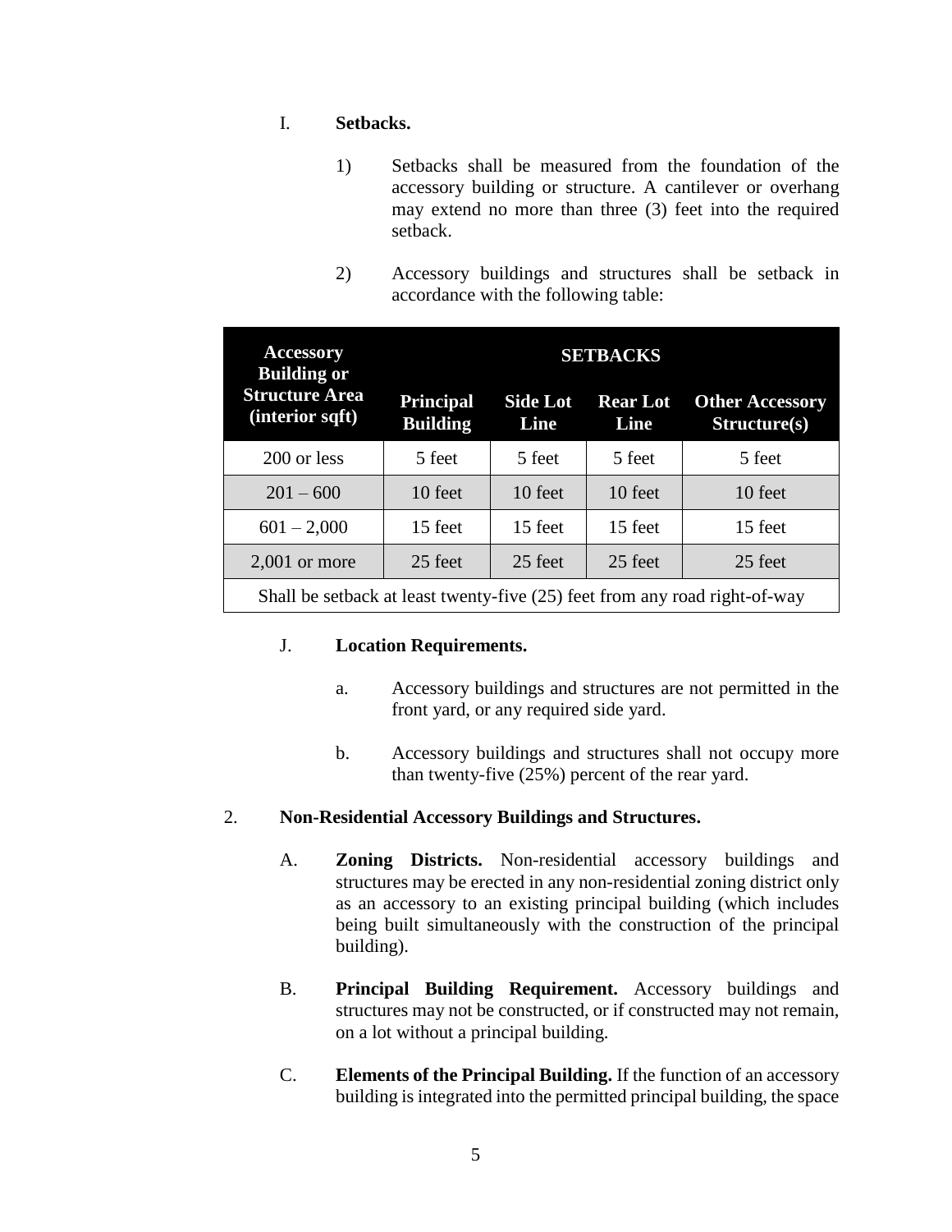I. **Setbacks.**

1) Setbacks shall be measured from the foundation of the accessory building or structure. A cantilever or overhang may extend no more than three (3) feet into the required setback.

2) Accessory buildings and structures shall be setback in accordance with the following table:

| Accessory Building or Structure Area (interior sqft) | SETBACKS | | | |
|---|---|---|---|---|
| | **Principal Building** | **Side Lot Line** | **Rear Lot Line** | **Other Accessory Structure(s)** |
| 200 or less | 5 feet | 5 feet | 5 feet | 5 feet |
| 201 – 600 | 10 feet | 10 feet | 10 feet | 10 feet |
| 601 – 2,000 | 15 feet | 15 feet | 15 feet | 15 feet |
| 2,001 or more | 25 feet | 25 feet | 25 feet | 25 feet |
| Shall be setback at least twenty-five (25) feet from any road right-of-way | | | | |

J. **Location Requirements.**

a. Accessory buildings and structures are not permitted in the front yard, or any required side yard.

b. Accessory buildings and structures shall not occupy more than twenty-five (25%) percent of the rear yard.

2. **Non-Residential Accessory Buildings and Structures.**

A. **Zoning Districts.** Non-residential accessory buildings and structures may be erected in any non-residential zoning district only as an accessory to an existing principal building (which includes being built simultaneously with the construction of the principal building).

B. **Principal Building Requirement.** Accessory buildings and structures may not be constructed, or if constructed may not remain, on a lot without a principal building.

C. **Elements of the Principal Building.** If the function of an accessory building is integrated into the permitted principal building, the space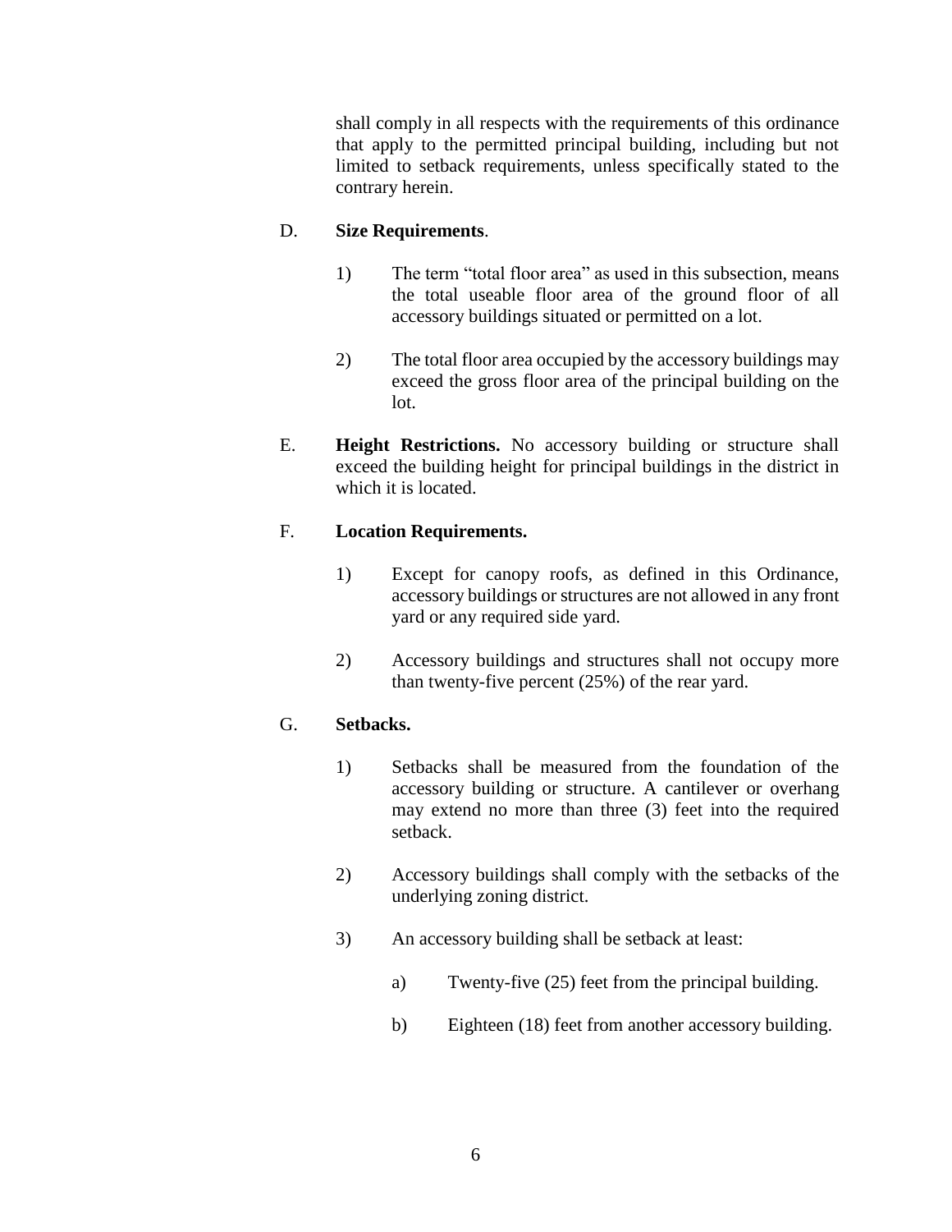shall comply in all respects with the requirements of this ordinance that apply to the permitted principal building, including but not limited to setback requirements, unless specifically stated to the contrary herein.

D. **Size Requirements**.

1) The term "total floor area" as used in this subsection, means the total useable floor area of the ground floor of all accessory buildings situated or permitted on a lot.

2) The total floor area occupied by the accessory buildings may exceed the gross floor area of the principal building on the lot.

E. **Height Restrictions.** No accessory building or structure shall exceed the building height for principal buildings in the district in which it is located.

F. **Location Requirements.**

1) Except for canopy roofs, as defined in this Ordinance, accessory buildings or structures are not allowed in any front yard or any required side yard.

2) Accessory buildings and structures shall not occupy more than twenty-five percent (25%) of the rear yard.

G. **Setbacks.**

1) Setbacks shall be measured from the foundation of the accessory building or structure. A cantilever or overhang may extend no more than three (3) feet into the required setback.

2) Accessory buildings shall comply with the setbacks of the underlying zoning district.

3) An accessory building shall be setback at least:

a) Twenty-five (25) feet from the principal building.

b) Eighteen (18) feet from another accessory building.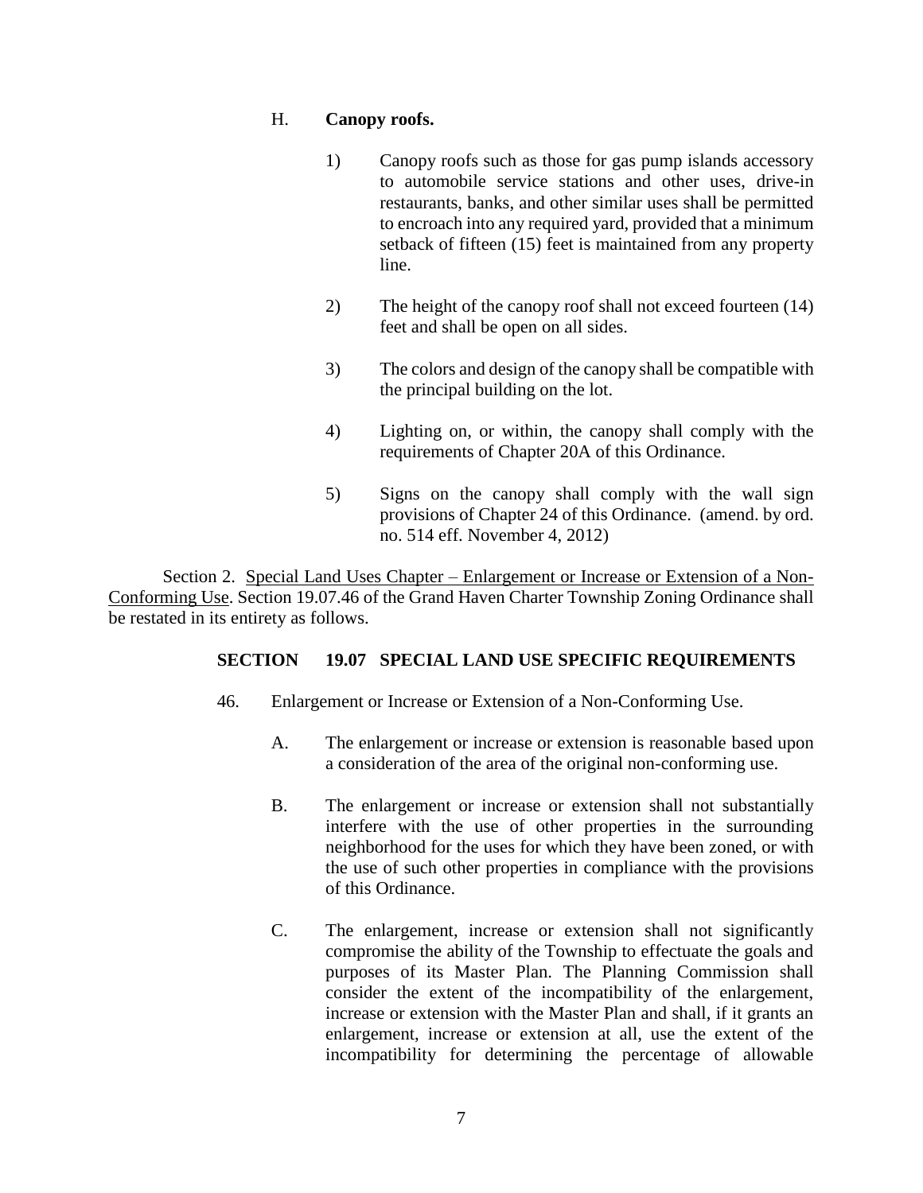H. **Canopy roofs.**

1) Canopy roofs such as those for gas pump islands accessory to automobile service stations and other uses, drive-in restaurants, banks, and other similar uses shall be permitted to encroach into any required yard, provided that a minimum setback of fifteen (15) feet is maintained from any property line.

2) The height of the canopy roof shall not exceed fourteen (14) feet and shall be open on all sides.

3) The colors and design of the canopy shall be compatible with the principal building on the lot.

4) Lighting on, or within, the canopy shall comply with the requirements of Chapter 20A of this Ordinance.

5) Signs on the canopy shall comply with the wall sign provisions of Chapter 24 of this Ordinance. (amend. by ord. no. 514 eff. November 4, 2012)

Section 2. <u>Special Land Uses Chapter – Enlargement or Increase or Extension of a Non-Conforming Use</u>. Section 19.07.46 of the Grand Haven Charter Township Zoning Ordinance shall be restated in its entirety as follows.

**SECTION 19.07 SPECIAL LAND USE SPECIFIC REQUIREMENTS**

46. Enlargement or Increase or Extension of a Non-Conforming Use.

A. The enlargement or increase or extension is reasonable based upon a consideration of the area of the original non-conforming use.

B. The enlargement or increase or extension shall not substantially interfere with the use of other properties in the surrounding neighborhood for the uses for which they have been zoned, or with the use of such other properties in compliance with the provisions of this Ordinance.

C. The enlargement, increase or extension shall not significantly compromise the ability of the Township to effectuate the goals and purposes of its Master Plan. The Planning Commission shall consider the extent of the incompatibility of the enlargement, increase or extension with the Master Plan and shall, if it grants an enlargement, increase or extension at all, use the extent of the incompatibility for determining the percentage of allowable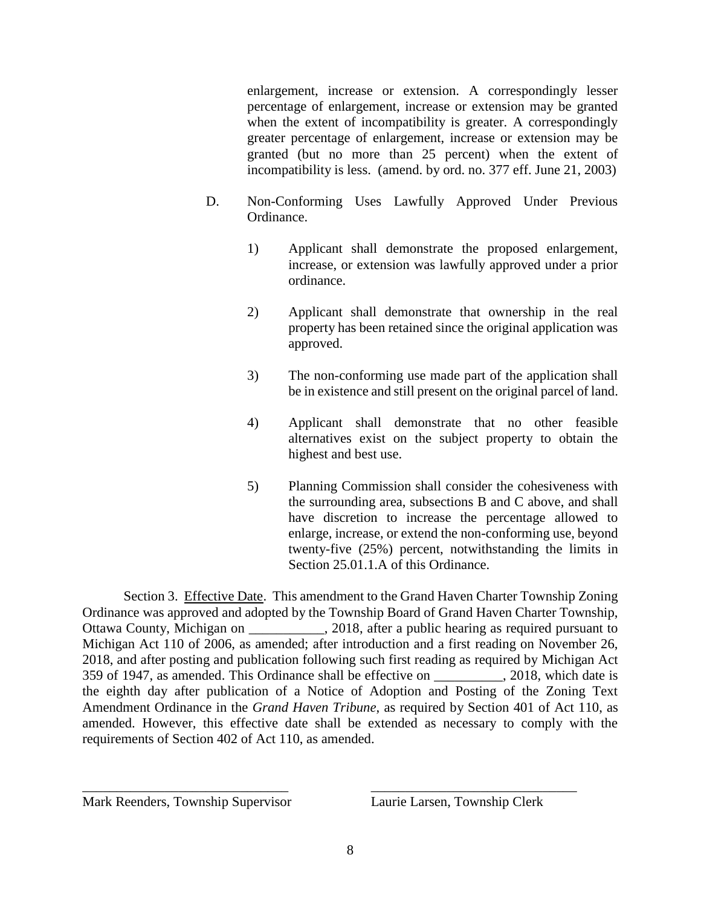enlargement, increase or extension. A correspondingly lesser percentage of enlargement, increase or extension may be granted when the extent of incompatibility is greater. A correspondingly greater percentage of enlargement, increase or extension may be granted (but no more than 25 percent) when the extent of incompatibility is less. (amend. by ord. no. 377 eff. June 21, 2003)

D. Non-Conforming Uses Lawfully Approved Under Previous Ordinance.

1) Applicant shall demonstrate the proposed enlargement, increase, or extension was lawfully approved under a prior ordinance.

2) Applicant shall demonstrate that ownership in the real property has been retained since the original application was approved.

3) The non-conforming use made part of the application shall be in existence and still present on the original parcel of land.

4) Applicant shall demonstrate that no other feasible alternatives exist on the subject property to obtain the highest and best use.

5) Planning Commission shall consider the cohesiveness with the surrounding area, subsections B and C above, and shall have discretion to increase the percentage allowed to enlarge, increase, or extend the non-conforming use, beyond twenty-five (25%) percent, notwithstanding the limits in Section 25.01.1.A of this Ordinance.

Section 3. <u>Effective Date</u>. This amendment to the Grand Haven Charter Township Zoning Ordinance was approved and adopted by the Township Board of Grand Haven Charter Township, Ottawa County, Michigan on ___________, 2018, after a public hearing as required pursuant to Michigan Act 110 of 2006, as amended; after introduction and a first reading on November 26, 2018, and after posting and publication following such first reading as required by Michigan Act 359 of 1947, as amended. This Ordinance shall be effective on __________, 2018, which date is the eighth day after publication of a Notice of Adoption and Posting of the Zoning Text Amendment Ordinance in the *Grand Haven Tribune*, as required by Section 401 of Act 110, as amended. However, this effective date shall be extended as necessary to comply with the requirements of Section 402 of Act 110, as amended.

______________________________ Mark Reenders, Township Supervisor

______________________________ Laurie Larsen, Township Clerk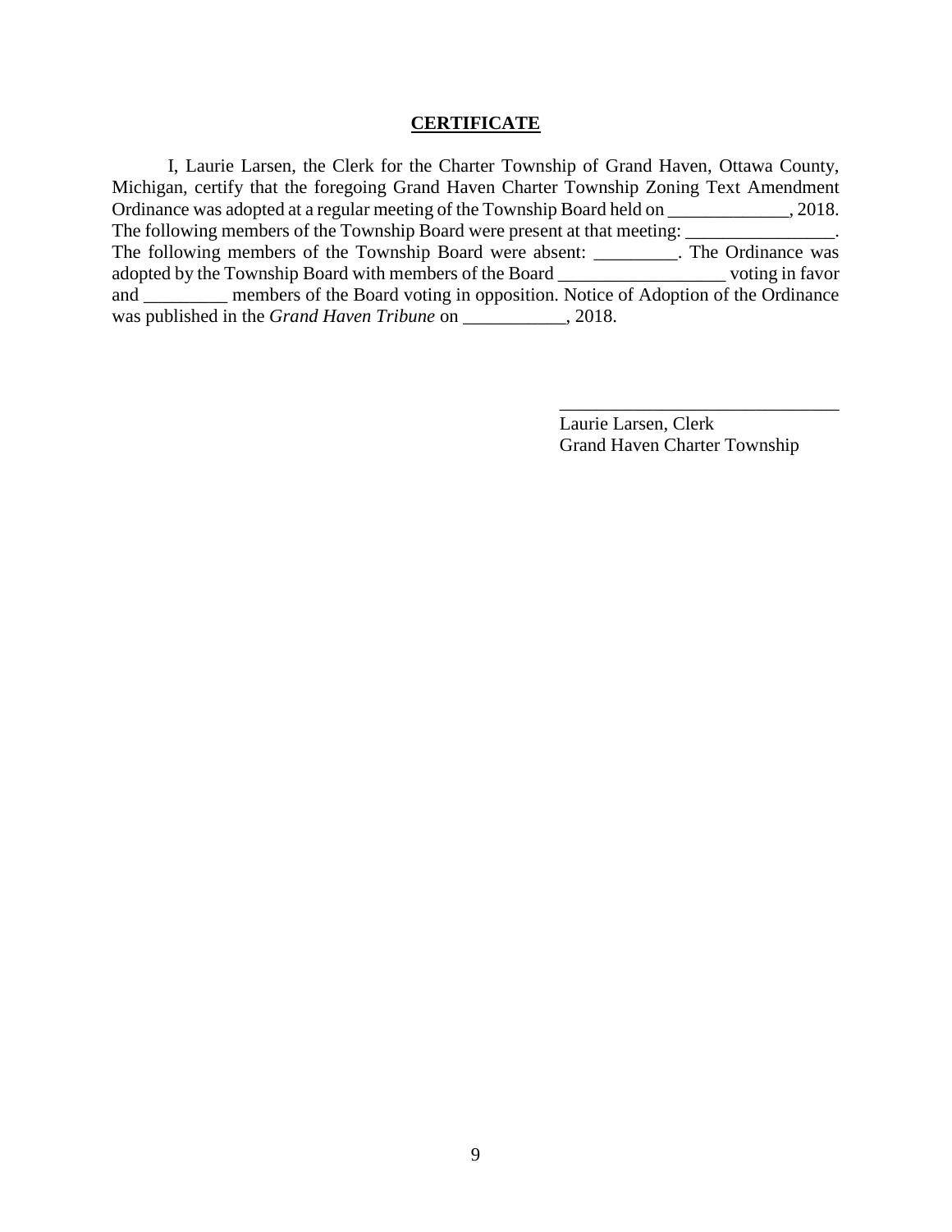## **CERTIFICATE**

I, Laurie Larsen, the Clerk for the Charter Township of Grand Haven, Ottawa County, Michigan, certify that the foregoing Grand Haven Charter Township Zoning Text Amendment Ordinance was adopted at a regular meeting of the Township Board held on _____________, 2018. The following members of the Township Board were present at that meeting: ________________. The following members of the Township Board were absent: _________. The Ordinance was adopted by the Township Board with members of the Board _________________ voting in favor and _________ members of the Board voting in opposition. Notice of Adoption of the Ordinance was published in the *Grand Haven Tribune* on ___________, 2018.

______________________________
Laurie Larsen, Clerk
Grand Haven Charter Township